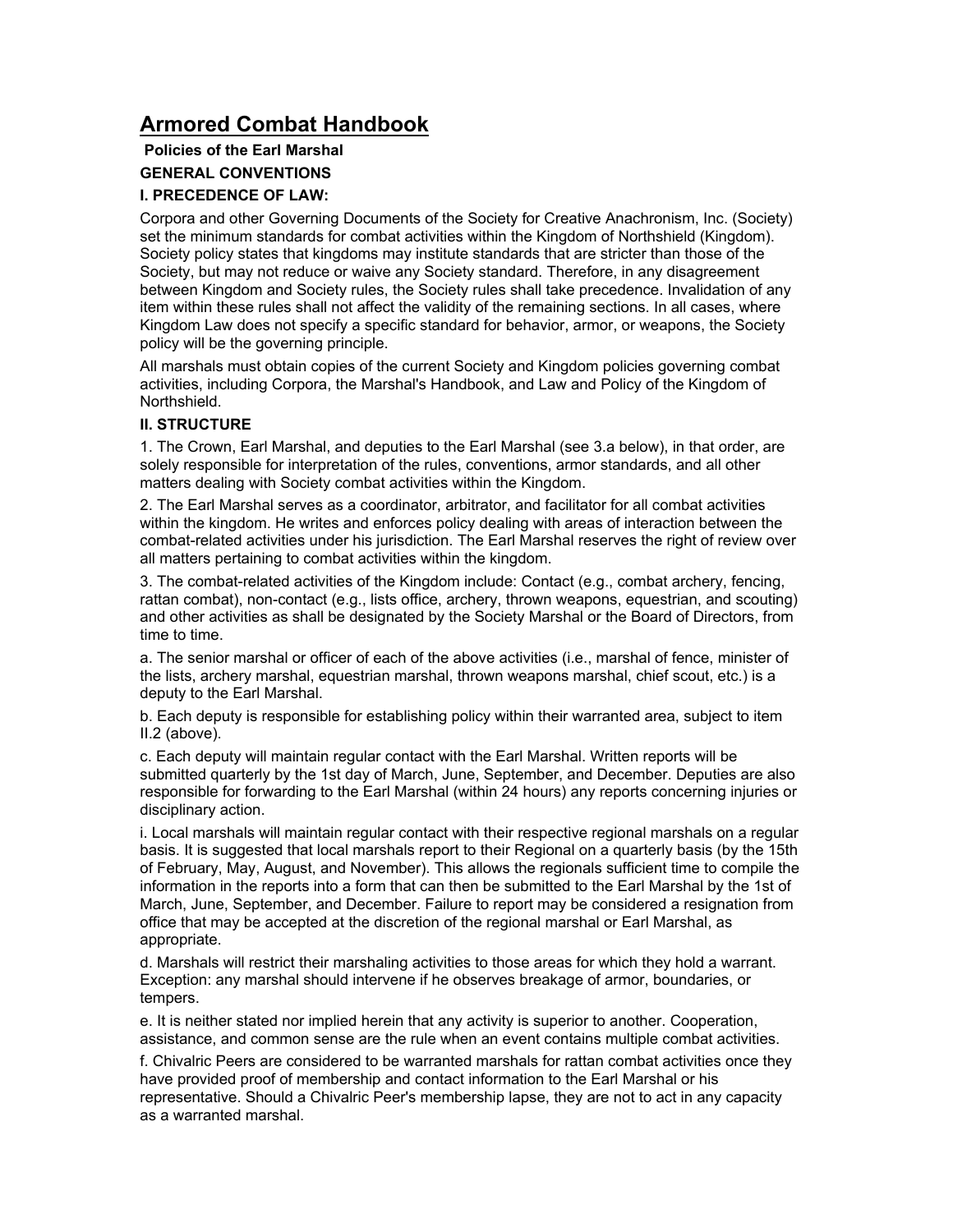# Armored Combat Handbook

**Policies of the Earl Marshal**

**GENERAL CONVENTIONS**

### I. PRECEDENCE OF LAW:

Corpora and other Governing Documents of the Society for Creative Anachronism, Inc. (Society) set the minimum standards for combat activities within the Kingdom of Northshield (Kingdom). Society policy states that kingdoms may institute standards that are stricter than those of the Society, but may not reduce or waive any Society standard. Therefore, in any disagreement between Kingdom and Society rules, the Society rules shall take precedence. Invalidation of any item within these rules shall not affect the validity of the remaining sections. In all cases, where Kingdom Law does not specify a specific standard for behavior, armor, or weapons, the Society policy will be the governing principle.

All marshals must obtain copies of the current Society and Kingdom policies governing combat activities, including Corpora, the Marshal's Handbook, and Law and Policy of the Kingdom of Northshield.

### II. STRUCTURE

1. The Crown, Earl Marshal, and deputies to the Earl Marshal (see 3.a below), in that order, are solely responsible for interpretation of the rules, conventions, armor standards, and all other matters dealing with Society combat activities within the Kingdom.

2. The Earl Marshal serves as a coordinator, arbitrator, and facilitator for all combat activities within the kingdom. He writes and enforces policy dealing with areas of interaction between the combat-related activities under his jurisdiction. The Earl Marshal reserves the right of review over all matters pertaining to combat activities within the kingdom.

3. The combat-related activities of the Kingdom include: Contact (e.g., combat archery, fencing, rattan combat), non-contact (e.g., lists office, archery, thrown weapons, equestrian, and scouting) and other activities as shall be designated by the Society Marshal or the Board of Directors, from time to time.

a. The senior marshal or officer of each of the above activities (i.e., marshal of fence, minister of the lists, archery marshal, equestrian marshal, thrown weapons marshal, chief scout, etc.) is a deputy to the Earl Marshal.

b. Each deputy is responsible for establishing policy within their warranted area, subject to item II.2 (above).

c. Each deputy will maintain regular contact with the Earl Marshal. Written reports will be submitted quarterly by the 1st day of March, June, September, and December. Deputies are also responsible for forwarding to the Earl Marshal (within 24 hours) any reports concerning injuries or disciplinary action.

i. Local marshals will maintain regular contact with their respective regional marshals on a regular basis. It is suggested that local marshals report to their Regional on a quarterly basis (by the 15th of February, May, August, and November). This allows the regionals sufficient time to compile the information in the reports into a form that can then be submitted to the Earl Marshal by the 1st of March, June, September, and December. Failure to report may be considered a resignation from office that may be accepted at the discretion of the regional marshal or Earl Marshal, as appropriate.

d. Marshals will restrict their marshaling activities to those areas for which they hold a warrant. Exception: any marshal should intervene if he observes breakage of armor, boundaries, or tempers.

e. It is neither stated nor implied herein that any activity is superior to another. Cooperation, assistance, and common sense are the rule when an event contains multiple combat activities.

f. Chivalric Peers are considered to be warranted marshals for rattan combat activities once they have provided proof of membership and contact information to the Earl Marshal or his representative. Should a Chivalric Peer's membership lapse, they are not to act in any capacity as a warranted marshal.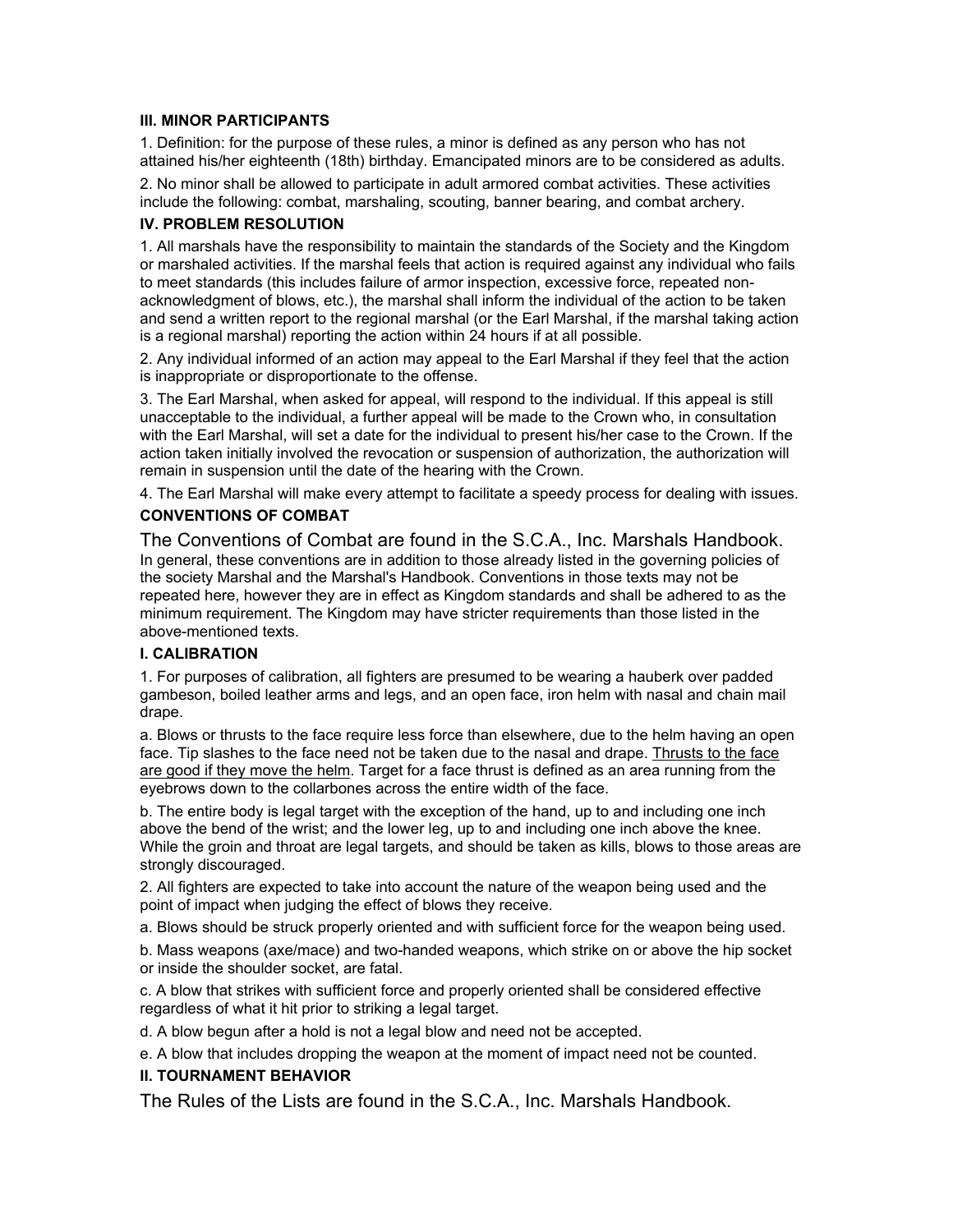### III. MINOR PARTICIPANTS

1. Definition: for the purpose of these rules, a minor is defined as any person who has not attained his/her eighteenth (18th) birthday. Emancipated minors are to be considered as adults.

2. No minor shall be allowed to participate in adult armored combat activities. These activities include the following: combat, marshaling, scouting, banner bearing, and combat archery.

### IV. PROBLEM RESOLUTION

1. All marshals have the responsibility to maintain the standards of the Society and the Kingdom or marshaled activities. If the marshal feels that action is required against any individual who fails to meet standards (this includes failure of armor inspection, excessive force, repeated non-acknowledgment of blows, etc.), the marshal shall inform the individual of the action to be taken and send a written report to the regional marshal (or the Earl Marshal, if the marshal taking action is a regional marshal) reporting the action within 24 hours if at all possible.

2. Any individual informed of an action may appeal to the Earl Marshal if they feel that the action is inappropriate or disproportionate to the offense.

3. The Earl Marshal, when asked for appeal, will respond to the individual. If this appeal is still unacceptable to the individual, a further appeal will be made to the Crown who, in consultation with the Earl Marshal, will set a date for the individual to present his/her case to the Crown. If the action taken initially involved the revocation or suspension of authorization, the authorization will remain in suspension until the date of the hearing with the Crown.

4. The Earl Marshal will make every attempt to facilitate a speedy process for dealing with issues.

## CONVENTIONS OF COMBAT

The Conventions of Combat are found in the S.C.A., Inc. Marshals Handbook. In general, these conventions are in addition to those already listed in the governing policies of the society Marshal and the Marshal's Handbook. Conventions in those texts may not be repeated here, however they are in effect as Kingdom standards and shall be adhered to as the minimum requirement. The Kingdom may have stricter requirements than those listed in the above-mentioned texts.

### I. CALIBRATION

1. For purposes of calibration, all fighters are presumed to be wearing a hauberk over padded gambeson, boiled leather arms and legs, and an open face, iron helm with nasal and chain mail drape.

a. Blows or thrusts to the face require less force than elsewhere, due to the helm having an open face. Tip slashes to the face need not be taken due to the nasal and drape. <u>Thrusts to the face are good if they move the helm</u>. Target for a face thrust is defined as an area running from the eyebrows down to the collarbones across the entire width of the face.

b. The entire body is legal target with the exception of the hand, up to and including one inch above the bend of the wrist; and the lower leg, up to and including one inch above the knee. While the groin and throat are legal targets, and should be taken as kills, blows to those areas are strongly discouraged.

2. All fighters are expected to take into account the nature of the weapon being used and the point of impact when judging the effect of blows they receive.

a. Blows should be struck properly oriented and with sufficient force for the weapon being used.

b. Mass weapons (axe/mace) and two-handed weapons, which strike on or above the hip socket or inside the shoulder socket, are fatal.

c. A blow that strikes with sufficient force and properly oriented shall be considered effective regardless of what it hit prior to striking a legal target.

d. A blow begun after a hold is not a legal blow and need not be accepted.

e. A blow that includes dropping the weapon at the moment of impact need not be counted.

### II. TOURNAMENT BEHAVIOR

The Rules of the Lists are found in the S.C.A., Inc. Marshals Handbook.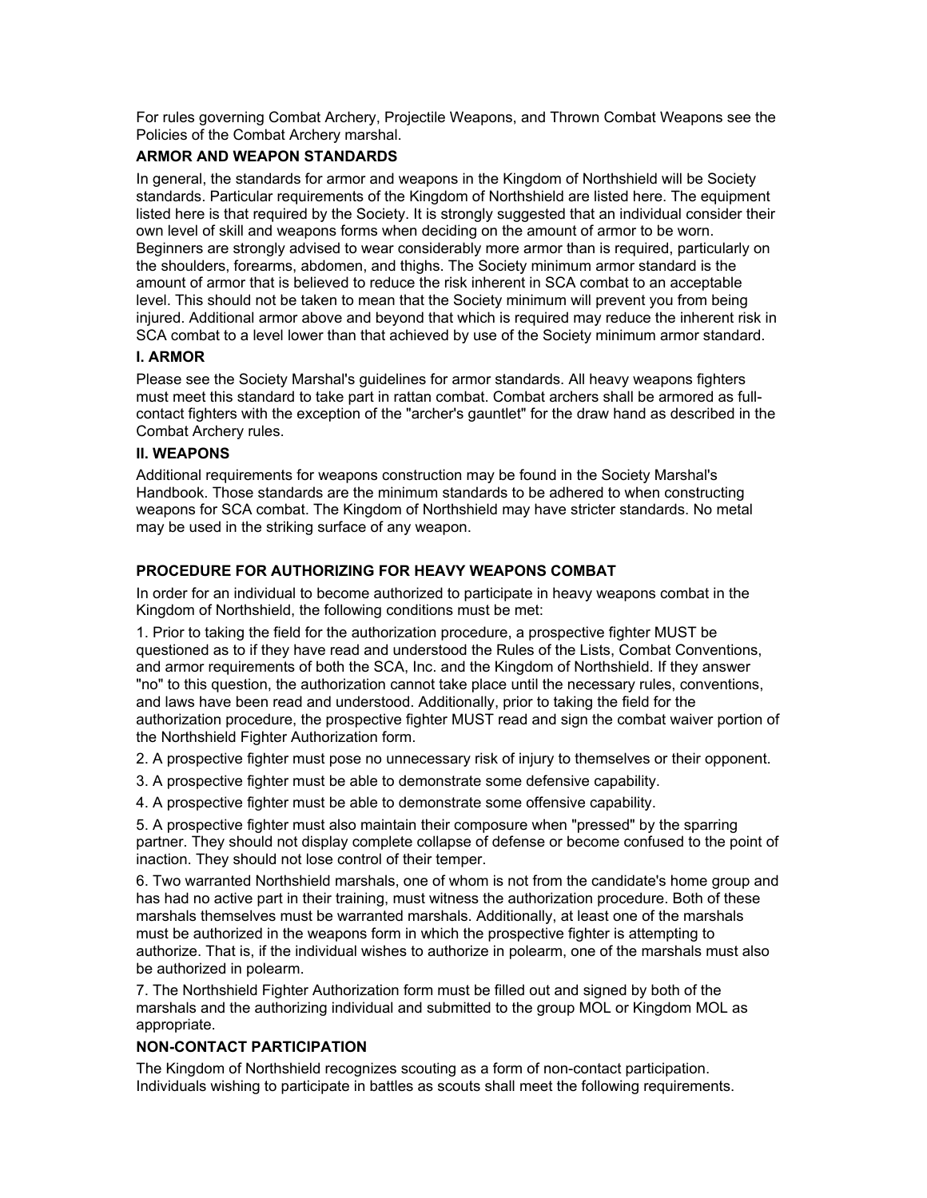For rules governing Combat Archery, Projectile Weapons, and Thrown Combat Weapons see the Policies of the Combat Archery marshal.

### ARMOR AND WEAPON STANDARDS

In general, the standards for armor and weapons in the Kingdom of Northshield will be Society standards. Particular requirements of the Kingdom of Northshield are listed here. The equipment listed here is that required by the Society. It is strongly suggested that an individual consider their own level of skill and weapons forms when deciding on the amount of armor to be worn. Beginners are strongly advised to wear considerably more armor than is required, particularly on the shoulders, forearms, abdomen, and thighs. The Society minimum armor standard is the amount of armor that is believed to reduce the risk inherent in SCA combat to an acceptable level. This should not be taken to mean that the Society minimum will prevent you from being injured. Additional armor above and beyond that which is required may reduce the inherent risk in SCA combat to a level lower than that achieved by use of the Society minimum armor standard.

### I. ARMOR

Please see the Society Marshal's guidelines for armor standards. All heavy weapons fighters must meet this standard to take part in rattan combat. Combat archers shall be armored as full-contact fighters with the exception of the "archer's gauntlet" for the draw hand as described in the Combat Archery rules.

### II. WEAPONS

Additional requirements for weapons construction may be found in the Society Marshal's Handbook. Those standards are the minimum standards to be adhered to when constructing weapons for SCA combat. The Kingdom of Northshield may have stricter standards. No metal may be used in the striking surface of any weapon.

### PROCEDURE FOR AUTHORIZING FOR HEAVY WEAPONS COMBAT

In order for an individual to become authorized to participate in heavy weapons combat in the Kingdom of Northshield, the following conditions must be met:

1. Prior to taking the field for the authorization procedure, a prospective fighter MUST be questioned as to if they have read and understood the Rules of the Lists, Combat Conventions, and armor requirements of both the SCA, Inc. and the Kingdom of Northshield. If they answer "no" to this question, the authorization cannot take place until the necessary rules, conventions, and laws have been read and understood. Additionally, prior to taking the field for the authorization procedure, the prospective fighter MUST read and sign the combat waiver portion of the Northshield Fighter Authorization form.
2. A prospective fighter must pose no unnecessary risk of injury to themselves or their opponent.
3. A prospective fighter must be able to demonstrate some defensive capability.
4. A prospective fighter must be able to demonstrate some offensive capability.
5. A prospective fighter must also maintain their composure when "pressed" by the sparring partner. They should not display complete collapse of defense or become confused to the point of inaction. They should not lose control of their temper.
6. Two warranted Northshield marshals, one of whom is not from the candidate's home group and has had no active part in their training, must witness the authorization procedure. Both of these marshals themselves must be warranted marshals. Additionally, at least one of the marshals must be authorized in the weapons form in which the prospective fighter is attempting to authorize. That is, if the individual wishes to authorize in polearm, one of the marshals must also be authorized in polearm.
7. The Northshield Fighter Authorization form must be filled out and signed by both of the marshals and the authorizing individual and submitted to the group MOL or Kingdom MOL as appropriate.

### NON-CONTACT PARTICIPATION

The Kingdom of Northshield recognizes scouting as a form of non-contact participation. Individuals wishing to participate in battles as scouts shall meet the following requirements.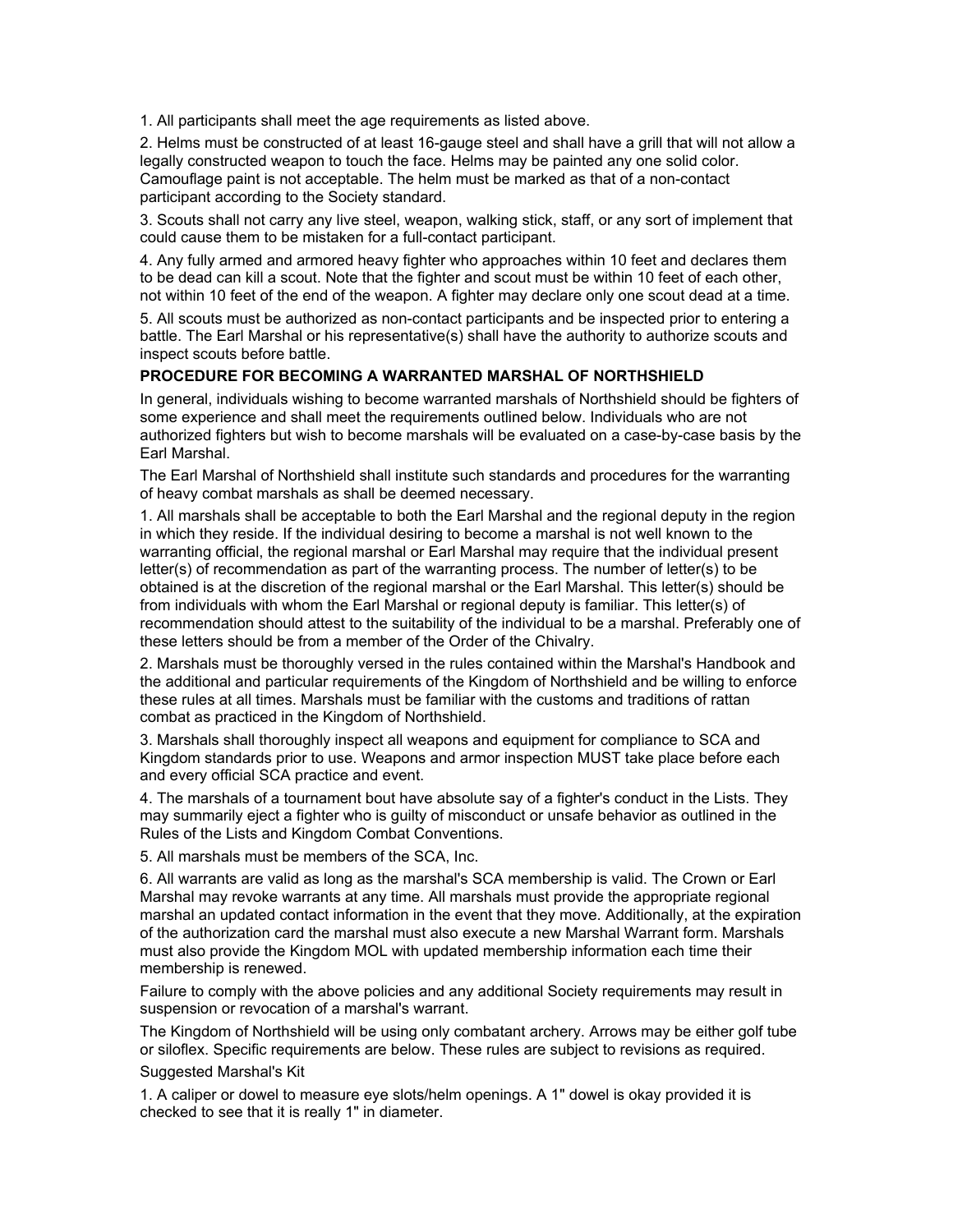1. All participants shall meet the age requirements as listed above.

2. Helms must be constructed of at least 16-gauge steel and shall have a grill that will not allow a legally constructed weapon to touch the face. Helms may be painted any one solid color. Camouflage paint is not acceptable. The helm must be marked as that of a non-contact participant according to the Society standard.

3. Scouts shall not carry any live steel, weapon, walking stick, staff, or any sort of implement that could cause them to be mistaken for a full-contact participant.

4. Any fully armed and armored heavy fighter who approaches within 10 feet and declares them to be dead can kill a scout. Note that the fighter and scout must be within 10 feet of each other, not within 10 feet of the end of the weapon. A fighter may declare only one scout dead at a time.

5. All scouts must be authorized as non-contact participants and be inspected prior to entering a battle. The Earl Marshal or his representative(s) shall have the authority to authorize scouts and inspect scouts before battle.

**PROCEDURE FOR BECOMING A WARRANTED MARSHAL OF NORTHSHIELD**

In general, individuals wishing to become warranted marshals of Northshield should be fighters of some experience and shall meet the requirements outlined below. Individuals who are not authorized fighters but wish to become marshals will be evaluated on a case-by-case basis by the Earl Marshal.

The Earl Marshal of Northshield shall institute such standards and procedures for the warranting of heavy combat marshals as shall be deemed necessary.

1. All marshals shall be acceptable to both the Earl Marshal and the regional deputy in the region in which they reside. If the individual desiring to become a marshal is not well known to the warranting official, the regional marshal or Earl Marshal may require that the individual present letter(s) of recommendation as part of the warranting process. The number of letter(s) to be obtained is at the discretion of the regional marshal or the Earl Marshal. This letter(s) should be from individuals with whom the Earl Marshal or regional deputy is familiar. This letter(s) of recommendation should attest to the suitability of the individual to be a marshal. Preferably one of these letters should be from a member of the Order of the Chivalry.

2. Marshals must be thoroughly versed in the rules contained within the Marshal's Handbook and the additional and particular requirements of the Kingdom of Northshield and be willing to enforce these rules at all times. Marshals must be familiar with the customs and traditions of rattan combat as practiced in the Kingdom of Northshield.

3. Marshals shall thoroughly inspect all weapons and equipment for compliance to SCA and Kingdom standards prior to use. Weapons and armor inspection MUST take place before each and every official SCA practice and event.

4. The marshals of a tournament bout have absolute say of a fighter's conduct in the Lists. They may summarily eject a fighter who is guilty of misconduct or unsafe behavior as outlined in the Rules of the Lists and Kingdom Combat Conventions.

5. All marshals must be members of the SCA, Inc.

6. All warrants are valid as long as the marshal's SCA membership is valid. The Crown or Earl Marshal may revoke warrants at any time. All marshals must provide the appropriate regional marshal an updated contact information in the event that they move. Additionally, at the expiration of the authorization card the marshal must also execute a new Marshal Warrant form. Marshals must also provide the Kingdom MOL with updated membership information each time their membership is renewed.

Failure to comply with the above policies and any additional Society requirements may result in suspension or revocation of a marshal's warrant.

The Kingdom of Northshield will be using only combatant archery. Arrows may be either golf tube or siloflex. Specific requirements are below. These rules are subject to revisions as required.

Suggested Marshal's Kit

1. A caliper or dowel to measure eye slots/helm openings. A 1" dowel is okay provided it is checked to see that it is really 1" in diameter.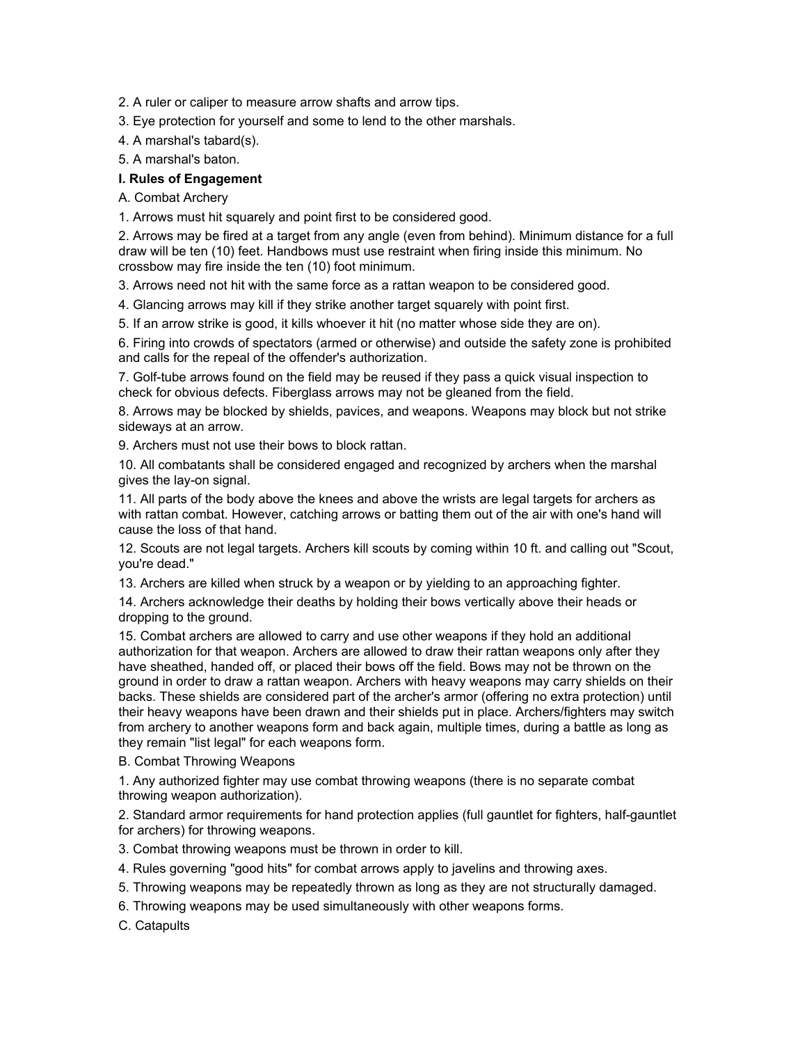2. A ruler or caliper to measure arrow shafts and arrow tips.
3. Eye protection for yourself and some to lend to the other marshals.
4. A marshal's tabard(s).
5. A marshal's baton.

**I. Rules of Engagement**

A. Combat Archery

1. Arrows must hit squarely and point first to be considered good.
2. Arrows may be fired at a target from any angle (even from behind). Minimum distance for a full draw will be ten (10) feet. Handbows must use restraint when firing inside this minimum. No crossbow may fire inside the ten (10) foot minimum.
3. Arrows need not hit with the same force as a rattan weapon to be considered good.
4. Glancing arrows may kill if they strike another target squarely with point first.
5. If an arrow strike is good, it kills whoever it hit (no matter whose side they are on).
6. Firing into crowds of spectators (armed or otherwise) and outside the safety zone is prohibited and calls for the repeal of the offender's authorization.
7. Golf-tube arrows found on the field may be reused if they pass a quick visual inspection to check for obvious defects. Fiberglass arrows may not be gleaned from the field.
8. Arrows may be blocked by shields, pavices, and weapons. Weapons may block but not strike sideways at an arrow.
9. Archers must not use their bows to block rattan.
10. All combatants shall be considered engaged and recognized by archers when the marshal gives the lay-on signal.
11. All parts of the body above the knees and above the wrists are legal targets for archers as with rattan combat. However, catching arrows or batting them out of the air with one's hand will cause the loss of that hand.
12. Scouts are not legal targets. Archers kill scouts by coming within 10 ft. and calling out "Scout, you're dead."
13. Archers are killed when struck by a weapon or by yielding to an approaching fighter.
14. Archers acknowledge their deaths by holding their bows vertically above their heads or dropping to the ground.
15. Combat archers are allowed to carry and use other weapons if they hold an additional authorization for that weapon. Archers are allowed to draw their rattan weapons only after they have sheathed, handed off, or placed their bows off the field. Bows may not be thrown on the ground in order to draw a rattan weapon. Archers with heavy weapons may carry shields on their backs. These shields are considered part of the archer's armor (offering no extra protection) until their heavy weapons have been drawn and their shields put in place. Archers/fighters may switch from archery to another weapons form and back again, multiple times, during a battle as long as they remain "list legal" for each weapons form.

B. Combat Throwing Weapons

1. Any authorized fighter may use combat throwing weapons (there is no separate combat throwing weapon authorization).
2. Standard armor requirements for hand protection applies (full gauntlet for fighters, half-gauntlet for archers) for throwing weapons.
3. Combat throwing weapons must be thrown in order to kill.
4. Rules governing "good hits" for combat arrows apply to javelins and throwing axes.
5. Throwing weapons may be repeatedly thrown as long as they are not structurally damaged.
6. Throwing weapons may be used simultaneously with other weapons forms.

C. Catapults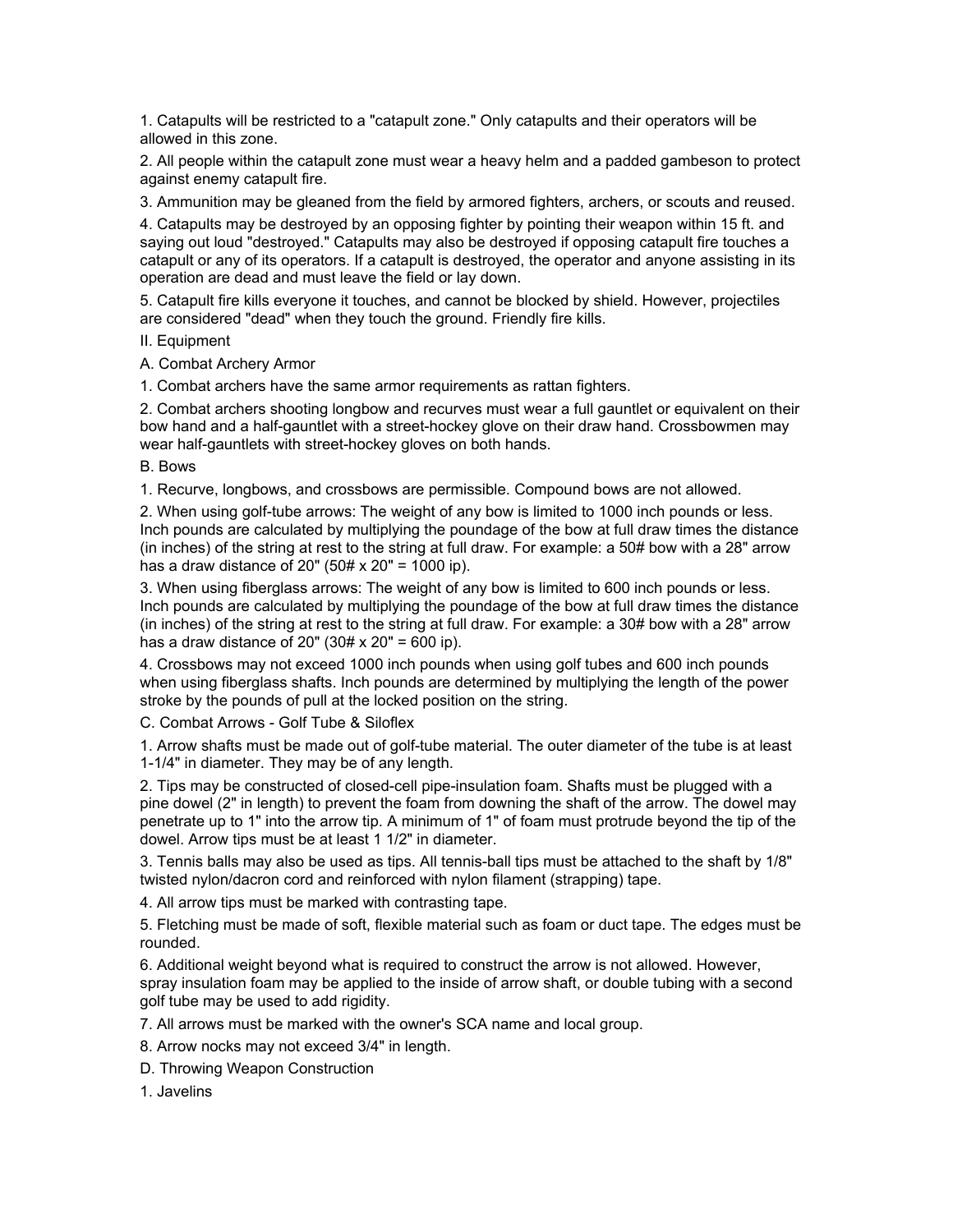1. Catapults will be restricted to a "catapult zone." Only catapults and their operators will be allowed in this zone.

2. All people within the catapult zone must wear a heavy helm and a padded gambeson to protect against enemy catapult fire.

3. Ammunition may be gleaned from the field by armored fighters, archers, or scouts and reused.

4. Catapults may be destroyed by an opposing fighter by pointing their weapon within 15 ft. and saying out loud "destroyed." Catapults may also be destroyed if opposing catapult fire touches a catapult or any of its operators. If a catapult is destroyed, the operator and anyone assisting in its operation are dead and must leave the field or lay down.

5. Catapult fire kills everyone it touches, and cannot be blocked by shield. However, projectiles are considered "dead" when they touch the ground. Friendly fire kills.

## II. Equipment

### A. Combat Archery Armor

1. Combat archers have the same armor requirements as rattan fighters.

2. Combat archers shooting longbow and recurves must wear a full gauntlet or equivalent on their bow hand and a half-gauntlet with a street-hockey glove on their draw hand. Crossbowmen may wear half-gauntlets with street-hockey gloves on both hands.

### B. Bows

1. Recurve, longbows, and crossbows are permissible. Compound bows are not allowed.

2. When using golf-tube arrows: The weight of any bow is limited to 1000 inch pounds or less. Inch pounds are calculated by multiplying the poundage of the bow at full draw times the distance (in inches) of the string at rest to the string at full draw. For example: a 50# bow with a 28" arrow has a draw distance of 20" (50# x 20" = 1000 ip).

3. When using fiberglass arrows: The weight of any bow is limited to 600 inch pounds or less. Inch pounds are calculated by multiplying the poundage of the bow at full draw times the distance (in inches) of the string at rest to the string at full draw. For example: a 30# bow with a 28" arrow has a draw distance of 20" (30# x 20" = 600 ip).

4. Crossbows may not exceed 1000 inch pounds when using golf tubes and 600 inch pounds when using fiberglass shafts. Inch pounds are determined by multiplying the length of the power stroke by the pounds of pull at the locked position on the string.

### C. Combat Arrows - Golf Tube & Siloflex

1. Arrow shafts must be made out of golf-tube material. The outer diameter of the tube is at least 1-1/4" in diameter. They may be of any length.

2. Tips may be constructed of closed-cell pipe-insulation foam. Shafts must be plugged with a pine dowel (2" in length) to prevent the foam from downing the shaft of the arrow. The dowel may penetrate up to 1" into the arrow tip. A minimum of 1" of foam must protrude beyond the tip of the dowel. Arrow tips must be at least 1 1/2" in diameter.

3. Tennis balls may also be used as tips. All tennis-ball tips must be attached to the shaft by 1/8" twisted nylon/dacron cord and reinforced with nylon filament (strapping) tape.

4. All arrow tips must be marked with contrasting tape.

5. Fletching must be made of soft, flexible material such as foam or duct tape. The edges must be rounded.

6. Additional weight beyond what is required to construct the arrow is not allowed. However, spray insulation foam may be applied to the inside of arrow shaft, or double tubing with a second golf tube may be used to add rigidity.

7. All arrows must be marked with the owner's SCA name and local group.

8. Arrow nocks may not exceed 3/4" in length.

### D. Throwing Weapon Construction

1. Javelins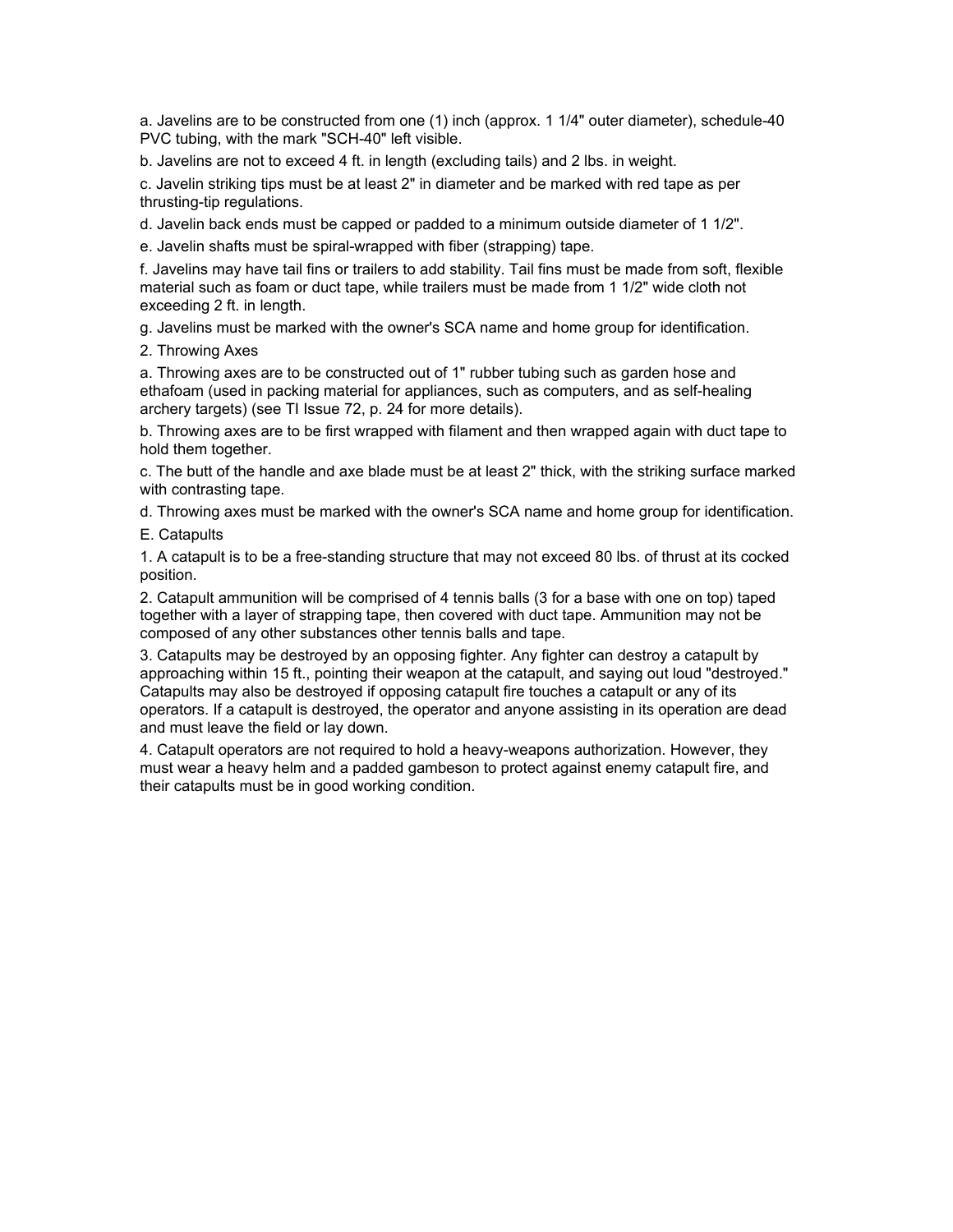a. Javelins are to be constructed from one (1) inch (approx. 1 1/4" outer diameter), schedule-40 PVC tubing, with the mark "SCH-40" left visible.

b. Javelins are not to exceed 4 ft. in length (excluding tails) and 2 lbs. in weight.

c. Javelin striking tips must be at least 2" in diameter and be marked with red tape as per thrusting-tip regulations.

d. Javelin back ends must be capped or padded to a minimum outside diameter of 1 1/2".

e. Javelin shafts must be spiral-wrapped with fiber (strapping) tape.

f. Javelins may have tail fins or trailers to add stability. Tail fins must be made from soft, flexible material such as foam or duct tape, while trailers must be made from 1 1/2" wide cloth not exceeding 2 ft. in length.

g. Javelins must be marked with the owner's SCA name and home group for identification.

2. Throwing Axes

a. Throwing axes are to be constructed out of 1" rubber tubing such as garden hose and ethafoam (used in packing material for appliances, such as computers, and as self-healing archery targets) (see TI Issue 72, p. 24 for more details).

b. Throwing axes are to be first wrapped with filament and then wrapped again with duct tape to hold them together.

c. The butt of the handle and axe blade must be at least 2" thick, with the striking surface marked with contrasting tape.

d. Throwing axes must be marked with the owner's SCA name and home group for identification.

E. Catapults

1. A catapult is to be a free-standing structure that may not exceed 80 lbs. of thrust at its cocked position.

2. Catapult ammunition will be comprised of 4 tennis balls (3 for a base with one on top) taped together with a layer of strapping tape, then covered with duct tape. Ammunition may not be composed of any other substances other tennis balls and tape.

3. Catapults may be destroyed by an opposing fighter. Any fighter can destroy a catapult by approaching within 15 ft., pointing their weapon at the catapult, and saying out loud "destroyed." Catapults may also be destroyed if opposing catapult fire touches a catapult or any of its operators. If a catapult is destroyed, the operator and anyone assisting in its operation are dead and must leave the field or lay down.

4. Catapult operators are not required to hold a heavy-weapons authorization. However, they must wear a heavy helm and a padded gambeson to protect against enemy catapult fire, and their catapults must be in good working condition.